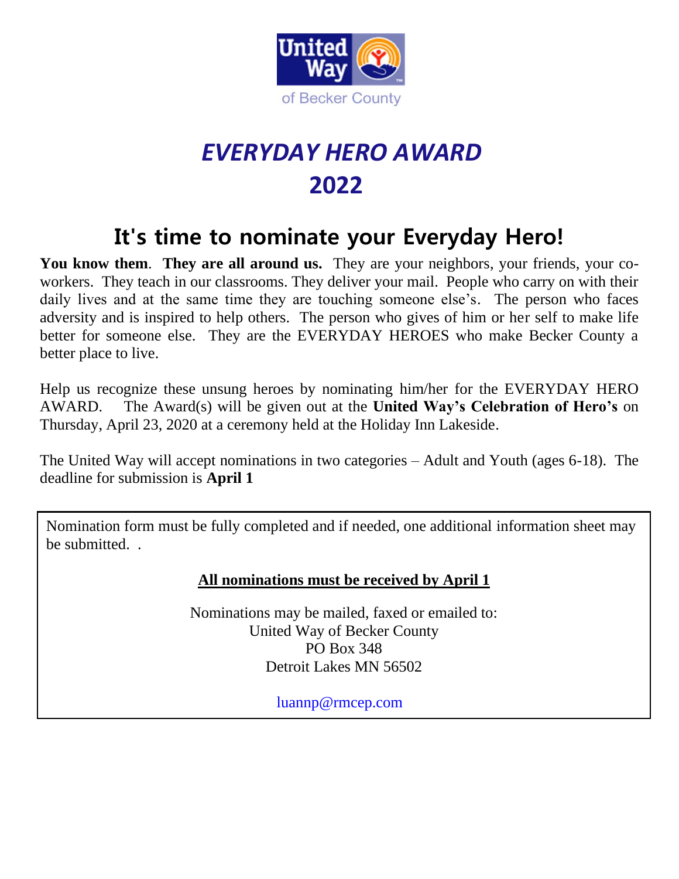United Way of Becker County

# *EVERYDAY HERO AWARD*
# 2022

## It's time to nominate your Everyday Hero!

**You know them**. **They are all around us.** They are your neighbors, your friends, your co-workers. They teach in our classrooms. They deliver your mail. People who carry on with their daily lives and at the same time they are touching someone else's. The person who faces adversity and is inspired to help others. The person who gives of him or her self to make life better for someone else. They are the EVERYDAY HEROES who make Becker County a better place to live.

Help us recognize these unsung heroes by nominating him/her for the EVERYDAY HERO AWARD. The Award(s) will be given out at the **United Way's Celebration of Hero's** on Thursday, April 23, 2020 at a ceremony held at the Holiday Inn Lakeside.

The United Way will accept nominations in two categories – Adult and Youth (ages 6-18). The deadline for submission is **April 1**

Nomination form must be fully completed and if needed, one additional information sheet may be submitted. .

**All nominations must be received by April 1**

Nominations may be mailed, faxed or emailed to:
United Way of Becker County
PO Box 348
Detroit Lakes MN 56502

luannp@rmcep.com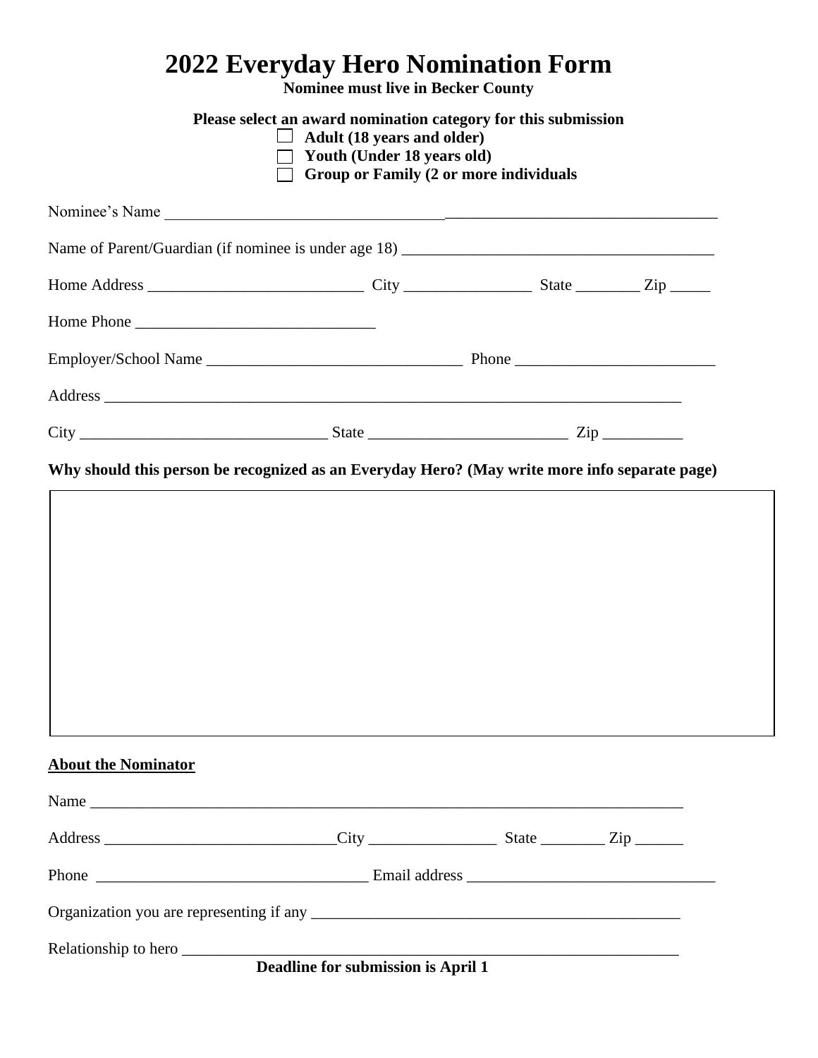# 2022 Everyday Hero Nomination Form

**Nominee must live in Becker County**

**Please select an award nomination category for this submission**

- ☐ **Adult (18 years and older)**
- ☐ **Youth (Under 18 years old)**
- ☐ **Group or Family (2 or more individuals**

Nominee's Name ______________________________________________________________________

Name of Parent/Guardian (if nominee is under age 18) ________________________________________

Home Address ___________________________ City ________________ State ________ Zip _____

Home Phone ______________________________

Employer/School Name ________________________________ Phone _________________________

Address __________________________________________________________________________

City _______________________________ State _________________________ Zip __________

**Why should this person be recognized as an Everyday Hero? (May write more info separate page)**

| |
|---|
| |

**About the Nominator**

Name ____________________________________________________________________________

Address _____________________________City ________________ State ________ Zip ______

Phone __________________________________ Email address _______________________________

Organization you are representing if any _______________________________________________

Relationship to hero ________________________________________________________________

**Deadline for submission is April 1**